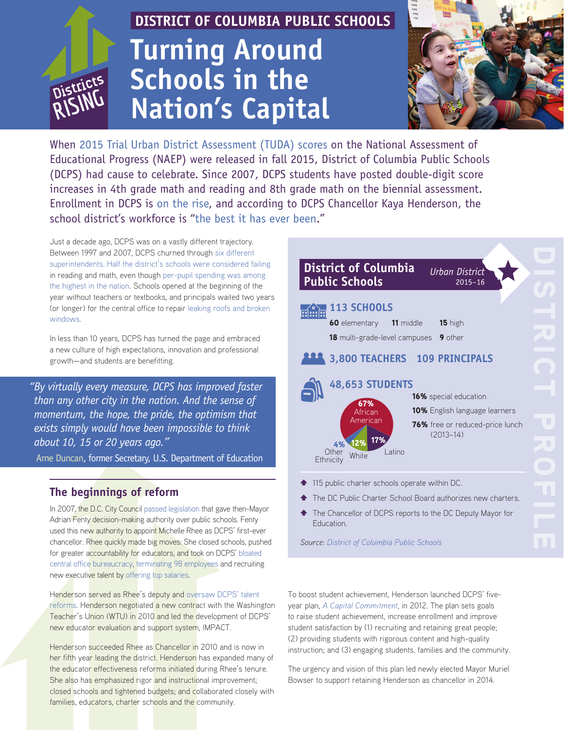# DISTRICT OF COLUMBIA PUBLIC SCHOOLS

# Turning Around Schools in the Nation's Capital

Districts RISING

When 2015 Trial Urban District Assessment (TUDA) scores on the National Assessment of Educational Progress (NAEP) were released in fall 2015, District of Columbia Public Schools (DCPS) had cause to celebrate. Since 2007, DCPS students have posted double-digit score increases in 4th grade math and reading and 8th grade math on the biennial assessment. Enrollment in DCPS is on the rise, and according to DCPS Chancellor Kaya Henderson, the school district's workforce is "the best it has ever been."

Just a decade ago, DCPS was on a vastly different trajectory. Between 1997 and 2007, DCPS churned through six different superintendents. Half the district's schools were considered failing in reading and math, even though per-pupil spending was among the highest in the nation. Schools opened at the beginning of the year without teachers or textbooks, and principals waited two years (or longer) for the central office to repair leaking roofs and broken windows.

In less than 10 years, DCPS has turned the page and embraced a new culture of high expectations, innovation and professional growth—and students are benefitting.

> *"By virtually every measure, DCPS has improved faster than any other city in the nation. And the sense of momentum, the hope, the pride, the optimism that exists simply would have been impossible to think about 10, 15 or 20 years ago."*
>
> Arne Duncan, former Secretary, U.S. Department of Education

## DISTRICT PROFILE

**District of Columbia Public Schools** — *Urban District* 2015–16

**113 SCHOOLS**

- **60** elementary
- **11** middle
- **15** high
- **18** multi-grade-level campuses
- **9** other

**3,800 TEACHERS** **109 PRINCIPALS**

**48,653 STUDENTS**

- 67% African American
- 17% Latino
- 12% White
- 4% Other Ethnicity

- **16%** special education
- **10%** English language learners
- **76%** free or reduced-price lunch (2013–14)

- 115 public charter schools operate within DC.
- The DC Public Charter School Board authorizes new charters.
- The Chancellor of DCPS reports to the DC Deputy Mayor for Education.

*Source: District of Columbia Public Schools*

## The beginnings of reform

In 2007, the D.C. City Council passed legislation that gave then-Mayor Adrian Fenty decision-making authority over public schools. Fenty used this new authority to appoint Michelle Rhee as DCPS' first-ever chancellor. Rhee quickly made big moves: She closed schools, pushed for greater accountability for educators, and took on DCPS' bloated central office bureaucracy, terminating 98 employees and recruiting new executive talent by offering top salaries.

Henderson served as Rhee's deputy and oversaw DCPS' talent reforms. Henderson negotiated a new contract with the Washington Teacher's Union (WTU) in 2010 and led the development of DCPS' new educator evaluation and support system, IMPACT.

Henderson succeeded Rhee as Chancellor in 2010 and is now in her fifth year leading the district. Henderson has expanded many of the educator effectiveness reforms initiated during Rhee's tenure. She also has emphasized rigor and instructional improvement; closed schools and tightened budgets; and collaborated closely with families, educators, charter schools and the community.

To boost student achievement, Henderson launched DCPS' five-year plan, *A Capital Commitment*, in 2012. The plan sets goals to raise student achievement, increase enrollment and improve student satisfaction by (1) recruiting and retaining great people; (2) providing students with rigorous content and high-quality instruction; and (3) engaging students, families and the community.

The urgency and vision of this plan led newly elected Mayor Muriel Bowser to support retaining Henderson as chancellor in 2014.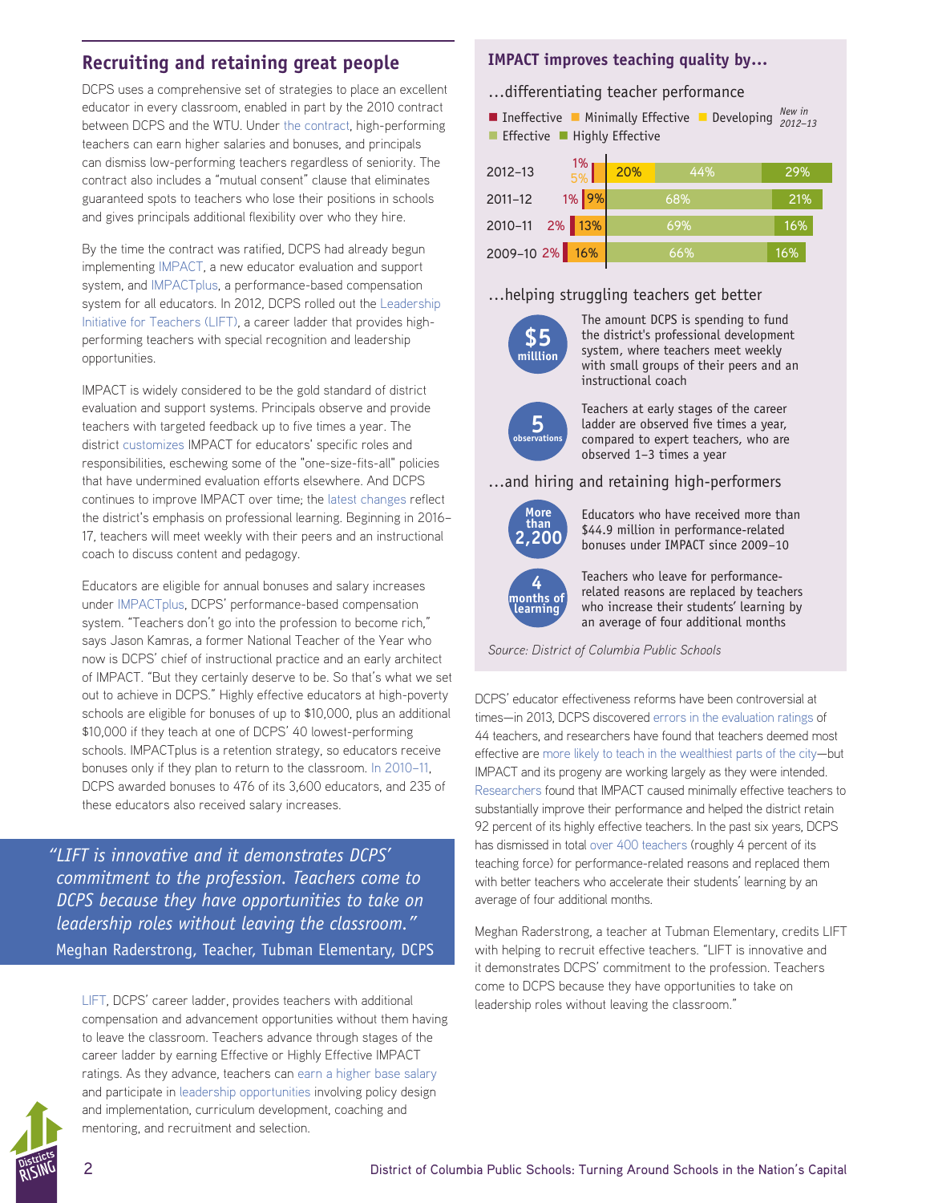## Recruiting and retaining great people

DCPS uses a comprehensive set of strategies to place an excellent educator in every classroom, enabled in part by the 2010 contract between DCPS and the WTU. Under the contract, high-performing teachers can earn higher salaries and bonuses, and principals can dismiss low-performing teachers regardless of seniority. The contract also includes a "mutual consent" clause that eliminates guaranteed spots to teachers who lose their positions in schools and gives principals additional flexibility over who they hire.

By the time the contract was ratified, DCPS had already begun implementing IMPACT, a new educator evaluation and support system, and IMPACTplus, a performance-based compensation system for all educators. In 2012, DCPS rolled out the Leadership Initiative for Teachers (LIFT), a career ladder that provides high-performing teachers with special recognition and leadership opportunities.

IMPACT is widely considered to be the gold standard of district evaluation and support systems. Principals observe and provide teachers with targeted feedback up to five times a year. The district customizes IMPACT for educators' specific roles and responsibilities, eschewing some of the "one-size-fits-all" policies that have undermined evaluation efforts elsewhere. And DCPS continues to improve IMPACT over time; the latest changes reflect the district's emphasis on professional learning. Beginning in 2016–17, teachers will meet weekly with their peers and an instructional coach to discuss content and pedagogy.

Educators are eligible for annual bonuses and salary increases under IMPACTplus, DCPS' performance-based compensation system. "Teachers don't go into the profession to become rich," says Jason Kamras, a former National Teacher of the Year who now is DCPS' chief of instructional practice and an early architect of IMPACT. "But they certainly deserve to be. So that's what we set out to achieve in DCPS." Highly effective educators at high-poverty schools are eligible for bonuses of up to $10,000, plus an additional $10,000 if they teach at one of DCPS' 40 lowest-performing schools. IMPACTplus is a retention strategy, so educators receive bonuses only if they plan to return to the classroom. In 2010–11, DCPS awarded bonuses to 476 of its 3,600 educators, and 235 of these educators also received salary increases.

> *"LIFT is innovative and it demonstrates DCPS' commitment to the profession. Teachers come to DCPS because they have opportunities to take on leadership roles without leaving the classroom."*
> Meghan Raderstrong, Teacher, Tubman Elementary, DCPS

LIFT, DCPS' career ladder, provides teachers with additional compensation and advancement opportunities without them having to leave the classroom. Teachers advance through stages of the career ladder by earning Effective or Highly Effective IMPACT ratings. As they advance, teachers can earn a higher base salary and participate in leadership opportunities involving policy design and implementation, curriculum development, coaching and mentoring, and recruitment and selection.

### IMPACT improves teaching quality by…

#### …differentiating teacher performance

| Year | Ineffective | Minimally Effective | Developing (New in 2012–13) | Effective | Highly Effective |
|---|---|---|---|---|---|
| 2012–13 | 1% | 5% | 20% | 44% | 29% |
| 2011–12 | 1% | 9% | | 68% | 21% |
| 2010–11 | 2% | 13% | | 69% | 16% |
| 2009–10 | 2% | 16% | | 66% | 16% |

#### …helping struggling teachers get better

**$5 million** — The amount DCPS is spending to fund the district's professional development system, where teachers meet weekly with small groups of their peers and an instructional coach

**5 observations** — Teachers at early stages of the career ladder are observed five times a year, compared to expert teachers, who are observed 1–3 times a year

#### …and hiring and retaining high-performers

**More than 2,200** — Educators who have received more than $44.9 million in performance-related bonuses under IMPACT since 2009–10

**4 months of learning** — Teachers who leave for performance-related reasons are replaced by teachers who increase their students' learning by an average of four additional months

*Source: District of Columbia Public Schools*

DCPS' educator effectiveness reforms have been controversial at times—in 2013, DCPS discovered errors in the evaluation ratings of 44 teachers, and researchers have found that teachers deemed most effective are more likely to teach in the wealthiest parts of the city—but IMPACT and its progeny are working largely as they were intended. Researchers found that IMPACT caused minimally effective teachers to substantially improve their performance and helped the district retain 92 percent of its highly effective teachers. In the past six years, DCPS has dismissed in total over 400 teachers (roughly 4 percent of its teaching force) for performance-related reasons and replaced them with better teachers who accelerate their students' learning by an average of four additional months.

Meghan Raderstrong, a teacher at Tubman Elementary, credits LIFT with helping to recruit effective teachers. "LIFT is innovative and it demonstrates DCPS' commitment to the profession. Teachers come to DCPS because they have opportunities to take on leadership roles without leaving the classroom."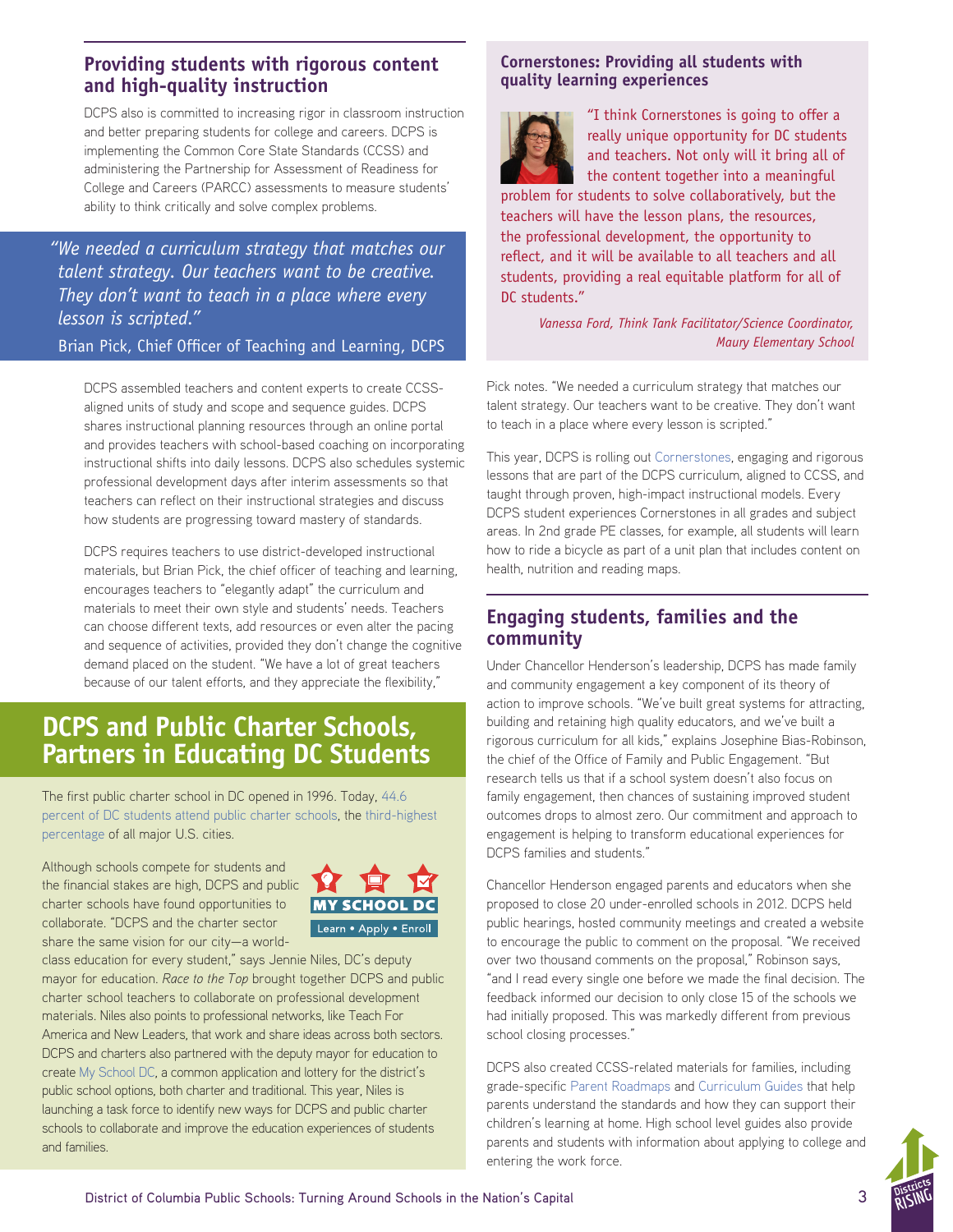## Providing students with rigorous content and high-quality instruction

DCPS also is committed to increasing rigor in classroom instruction and better preparing students for college and careers. DCPS is implementing the Common Core State Standards (CCSS) and administering the Partnership for Assessment of Readiness for College and Careers (PARCC) assessments to measure students' ability to think critically and solve complex problems.

> *"We needed a curriculum strategy that matches our talent strategy. Our teachers want to be creative. They don't want to teach in a place where every lesson is scripted."*
>
> Brian Pick, Chief Officer of Teaching and Learning, DCPS

DCPS assembled teachers and content experts to create CCSS-aligned units of study and scope and sequence guides. DCPS shares instructional planning resources through an online portal and provides teachers with school-based coaching on incorporating instructional shifts into daily lessons. DCPS also schedules systemic professional development days after interim assessments so that teachers can reflect on their instructional strategies and discuss how students are progressing toward mastery of standards.

DCPS requires teachers to use district-developed instructional materials, but Brian Pick, the chief officer of teaching and learning, encourages teachers to "elegantly adapt" the curriculum and materials to meet their own style and students' needs. Teachers can choose different texts, add resources or even alter the pacing and sequence of activities, provided they don't change the cognitive demand placed on the student. "We have a lot of great teachers because of our talent efforts, and they appreciate the flexibility," Pick notes. "We needed a curriculum strategy that matches our talent strategy. Our teachers want to be creative. They don't want to teach in a place where every lesson is scripted."

### Cornerstones: Providing all students with quality learning experiences

"I think Cornerstones is going to offer a really unique opportunity for DC students and teachers. Not only will it bring all of the content together into a meaningful problem for students to solve collaboratively, but the teachers will have the lesson plans, the resources, the professional development, the opportunity to reflect, and it will be available to all teachers and all students, providing a real equitable platform for all of DC students."

*Vanessa Ford, Think Tank Facilitator/Science Coordinator, Maury Elementary School*

This year, DCPS is rolling out Cornerstones, engaging and rigorous lessons that are part of the DCPS curriculum, aligned to CCSS, and taught through proven, high-impact instructional models. Every DCPS student experiences Cornerstones in all grades and subject areas. In 2nd grade PE classes, for example, all students will learn how to ride a bicycle as part of a unit plan that includes content on health, nutrition and reading maps.

# DCPS and Public Charter Schools, Partners in Educating DC Students

The first public charter school in DC opened in 1996. Today, 44.6 percent of DC students attend public charter schools, the third-highest percentage of all major U.S. cities.

MY SCHOOL DC
Learn • Apply • Enroll

Although schools compete for students and the financial stakes are high, DCPS and public charter schools have found opportunities to collaborate. "DCPS and the charter sector share the same vision for our city—a world-class education for every student," says Jennie Niles, DC's deputy mayor for education. *Race to the Top* brought together DCPS and public charter school teachers to collaborate on professional development materials. Niles also points to professional networks, like Teach For America and New Leaders, that work and share ideas across both sectors. DCPS and charters also partnered with the deputy mayor for education to create My School DC, a common application and lottery for the district's public school options, both charter and traditional. This year, Niles is launching a task force to identify new ways for DCPS and public charter schools to collaborate and improve the education experiences of students and families.

## Engaging students, families and the community

Under Chancellor Henderson's leadership, DCPS has made family and community engagement a key component of its theory of action to improve schools. "We've built great systems for attracting, building and retaining high quality educators, and we've built a rigorous curriculum for all kids," explains Josephine Bias-Robinson, the chief of the Office of Family and Public Engagement. "But research tells us that if a school system doesn't also focus on family engagement, then chances of sustaining improved student outcomes drops to almost zero. Our commitment and approach to engagement is helping to transform educational experiences for DCPS families and students."

Chancellor Henderson engaged parents and educators when she proposed to close 20 under-enrolled schools in 2012. DCPS held public hearings, hosted community meetings and created a website to encourage the public to comment on the proposal. "We received over two thousand comments on the proposal," Robinson says, "and I read every single one before we made the final decision. The feedback informed our decision to only close 15 of the schools we had initially proposed. This was markedly different from previous school closing processes."

DCPS also created CCSS-related materials for families, including grade-specific Parent Roadmaps and Curriculum Guides that help parents understand the standards and how they can support their children's learning at home. High school level guides also provide parents and students with information about applying to college and entering the work force.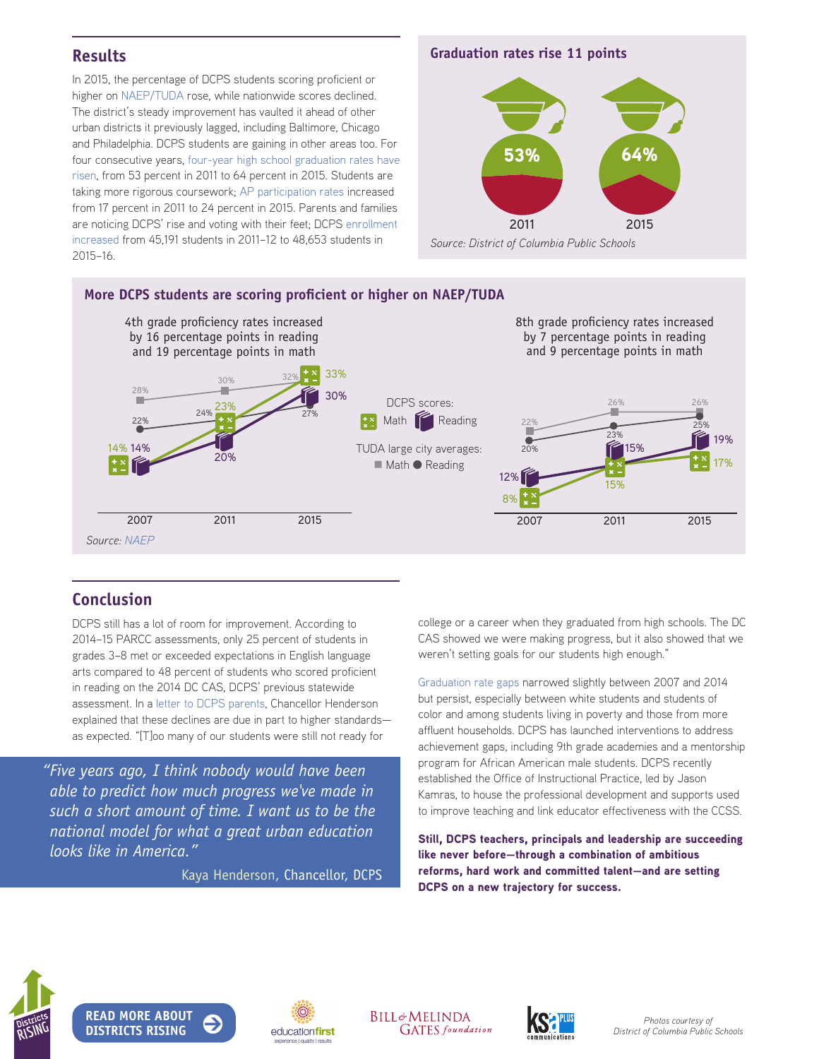## Results

In 2015, the percentage of DCPS students scoring proficient or higher on NAEP/TUDA rose, while nationwide scores declined. The district's steady improvement has vaulted it ahead of other urban districts it previously lagged, including Baltimore, Chicago and Philadelphia. DCPS students are gaining in other areas too. For four consecutive years, four-year high school graduation rates have risen, from 53 percent in 2011 to 64 percent in 2015. Students are taking more rigorous coursework; AP participation rates increased from 17 percent in 2011 to 24 percent in 2015. Parents and families are noticing DCPS' rise and voting with their feet; DCPS enrollment increased from 45,191 students in 2011–12 to 48,653 students in 2015–16.

### Graduation rates rise 11 points

53%
2011

64%
2015

*Source: District of Columbia Public Schools*

### More DCPS students are scoring proficient or higher on NAEP/TUDA

4th grade proficiency rates increased by 16 percentage points in reading and 19 percentage points in math

28% 30% 32% 33%
22% 24% 27% 30%
14% 14% 23% 20%
2007 2011 2015

DCPS scores: Math Reading
TUDA large city averages: Math Reading

8th grade proficiency rates increased by 7 percentage points in reading and 9 percentage points in math

22% 26% 26%
20% 23% 25%
12% 15% 19%
8% 15% 17%
2007 2011 2015

*Source: NAEP*

## Conclusion

DCPS still has a lot of room for improvement. According to 2014–15 PARCC assessments, only 25 percent of students in grades 3–8 met or exceeded expectations in English language arts compared to 48 percent of students who scored proficient in reading on the 2014 DC CAS, DCPS' previous statewide assessment. In a letter to DCPS parents, Chancellor Henderson explained that these declines are due in part to higher standards—as expected. "[T]oo many of our students were still not ready for college or a career when they graduated from high schools. The DC CAS showed we were making progress, but it also showed that we weren't setting goals for our students high enough."

> *"Five years ago, I think nobody would have been able to predict how much progress we've made in such a short amount of time. I want us to be the national model for what a great urban education looks like in America."*
>
> Kaya Henderson, Chancellor, DCPS

Graduation rate gaps narrowed slightly between 2007 and 2014 but persist, especially between white students and students of color and among students living in poverty and those from more affluent households. DCPS has launched interventions to address achievement gaps, including 9th grade academies and a mentorship program for African American male students. DCPS recently established the Office of Instructional Practice, led by Jason Kamras, to house the professional development and supports used to improve teaching and link educator effectiveness with the CCSS.

**Still, DCPS teachers, principals and leadership are succeeding like never before—through a combination of ambitious reforms, hard work and committed talent—and are setting DCPS on a new trajectory for success.**

READ MORE ABOUT DISTRICTS RISING

*Photos courtesy of District of Columbia Public Schools*